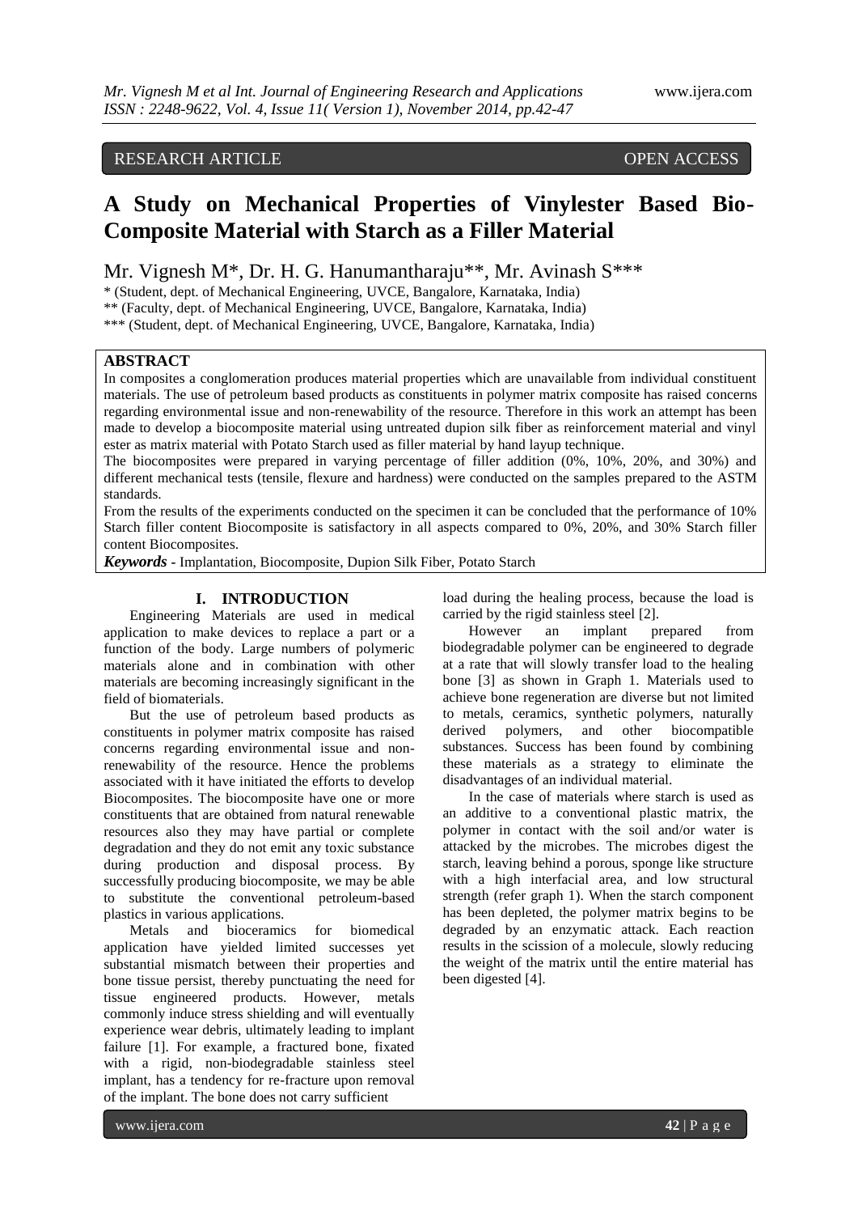RESEARCH ARTICLE OPEN ACCESS

# A Study on Mechanical Properties of Vinylester Based Bio-Composite Material with Starch as a Filler Material

Mr. Vignesh M*, Dr. H. G. Hanumantharaju**, Mr. Avinash S***

* (Student, dept. of Mechanical Engineering, UVCE, Bangalore, Karnataka, India)
** (Faculty, dept. of Mechanical Engineering, UVCE, Bangalore, Karnataka, India)
*** (Student, dept. of Mechanical Engineering, UVCE, Bangalore, Karnataka, India)

## ABSTRACT

In composites a conglomeration produces material properties which are unavailable from individual constituent materials. The use of petroleum based products as constituents in polymer matrix composite has raised concerns regarding environmental issue and non-renewability of the resource. Therefore in this work an attempt has been made to develop a biocomposite material using untreated dupion silk fiber as reinforcement material and vinyl ester as matrix material with Potato Starch used as filler material by hand layup technique.

The biocomposites were prepared in varying percentage of filler addition (0%, 10%, 20%, and 30%) and different mechanical tests (tensile, flexure and hardness) were conducted on the samples prepared to the ASTM standards.

From the results of the experiments conducted on the specimen it can be concluded that the performance of 10% Starch filler content Biocomposite is satisfactory in all aspects compared to 0%, 20%, and 30% Starch filler content Biocomposites.

***Keywords*** **-** Implantation, Biocomposite, Dupion Silk Fiber, Potato Starch

## I. INTRODUCTION

Engineering Materials are used in medical application to make devices to replace a part or a function of the body. Large numbers of polymeric materials alone and in combination with other materials are becoming increasingly significant in the field of biomaterials.

But the use of petroleum based products as constituents in polymer matrix composite has raised concerns regarding environmental issue and non-renewability of the resource. Hence the problems associated with it have initiated the efforts to develop Biocomposites. The biocomposite have one or more constituents that are obtained from natural renewable resources also they may have partial or complete degradation and they do not emit any toxic substance during production and disposal process. By successfully producing biocomposite, we may be able to substitute the conventional petroleum-based plastics in various applications.

Metals and bioceramics for biomedical application have yielded limited successes yet substantial mismatch between their properties and bone tissue persist, thereby punctuating the need for tissue engineered products. However, metals commonly induce stress shielding and will eventually experience wear debris, ultimately leading to implant failure [1]. For example, a fractured bone, fixated with a rigid, non-biodegradable stainless steel implant, has a tendency for re-fracture upon removal of the implant. The bone does not carry sufficient load during the healing process, because the load is carried by the rigid stainless steel [2].

However an implant prepared from biodegradable polymer can be engineered to degrade at a rate that will slowly transfer load to the healing bone [3] as shown in Graph 1. Materials used to achieve bone regeneration are diverse but not limited to metals, ceramics, synthetic polymers, naturally derived polymers, and other biocompatible substances. Success has been found by combining these materials as a strategy to eliminate the disadvantages of an individual material.

In the case of materials where starch is used as an additive to a conventional plastic matrix, the polymer in contact with the soil and/or water is attacked by the microbes. The microbes digest the starch, leaving behind a porous, sponge like structure with a high interfacial area, and low structural strength (refer graph 1). When the starch component has been depleted, the polymer matrix begins to be degraded by an enzymatic attack. Each reaction results in the scission of a molecule, slowly reducing the weight of the matrix until the entire material has been digested [4].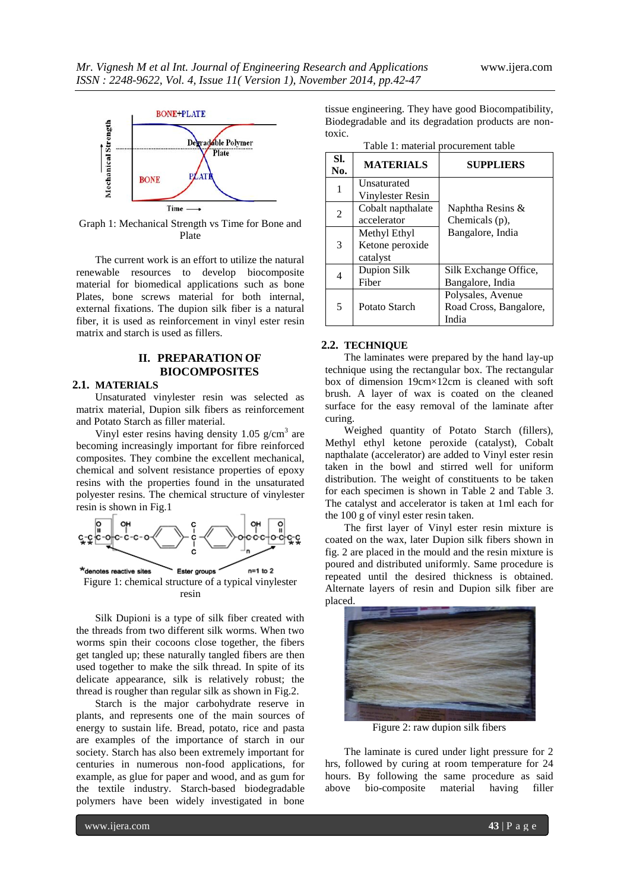Graph 1: Mechanical Strength vs Time for Bone and Plate

The current work is an effort to utilize the natural renewable resources to develop biocomposite material for biomedical applications such as bone Plates, bone screws material for both internal, external fixations. The dupion silk fiber is a natural fiber, it is used as reinforcement in vinyl ester resin matrix and starch is used as fillers.

## II. PREPARATION OF BIOCOMPOSITES

### 2.1. MATERIALS

Unsaturated vinylester resin was selected as matrix material, Dupion silk fibers as reinforcement and Potato Starch as filler material.

Vinyl ester resins having density 1.05 g/cm$^3$ are becoming increasingly important for fibre reinforced composites. They combine the excellent mechanical, chemical and solvent resistance properties of epoxy resins with the properties found in the unsaturated polyester resins. The chemical structure of vinylester resin is shown in Fig.1

Figure 1: chemical structure of a typical vinylester resin

Silk Dupioni is a type of silk fiber created with the threads from two different silk worms. When two worms spin their cocoons close together, the fibers get tangled up; these naturally tangled fibers are then used together to make the silk thread. In spite of its delicate appearance, silk is relatively robust; the thread is rougher than regular silk as shown in Fig.2.

Starch is the major carbohydrate reserve in plants, and represents one of the main sources of energy to sustain life. Bread, potato, rice and pasta are examples of the importance of starch in our society. Starch has also been extremely important for centuries in numerous non-food applications, for example, as glue for paper and wood, and as gum for the textile industry. Starch-based biodegradable polymers have been widely investigated in bone tissue engineering. They have good Biocompatibility, Biodegradable and its degradation products are non-toxic.

Table 1: material procurement table

| Sl. No. | MATERIALS | SUPPLIERS |
|---|---|---|
| 1 | Unsaturated Vinylester Resin | Naphtha Resins & Chemicals (p), Bangalore, India |
| 2 | Cobalt napthalate accelerator | |
| 3 | Methyl Ethyl Ketone peroxide catalyst | |
| 4 | Dupion Silk Fiber | Silk Exchange Office, Bangalore, India |
| 5 | Potato Starch | Polysales, Avenue Road Cross, Bangalore, India |

### 2.2. TECHNIQUE

The laminates were prepared by the hand lay-up technique using the rectangular box. The rectangular box of dimension 19cm×12cm is cleaned with soft brush. A layer of wax is coated on the cleaned surface for the easy removal of the laminate after curing.

Weighed quantity of Potato Starch (fillers), Methyl ethyl ketone peroxide (catalyst), Cobalt napthalate (accelerator) are added to Vinyl ester resin taken in the bowl and stirred well for uniform distribution. The weight of constituents to be taken for each specimen is shown in Table 2 and Table 3. The catalyst and accelerator is taken at 1ml each for the 100 g of vinyl ester resin taken.

The first layer of Vinyl ester resin mixture is coated on the wax, later Dupion silk fibers shown in fig. 2 are placed in the mould and the resin mixture is poured and distributed uniformly. Same procedure is repeated until the desired thickness is obtained. Alternate layers of resin and Dupion silk fiber are placed.

Figure 2: raw dupion silk fibers

The laminate is cured under light pressure for 2 hrs, followed by curing at room temperature for 24 hours. By following the same procedure as said above bio-composite material having filler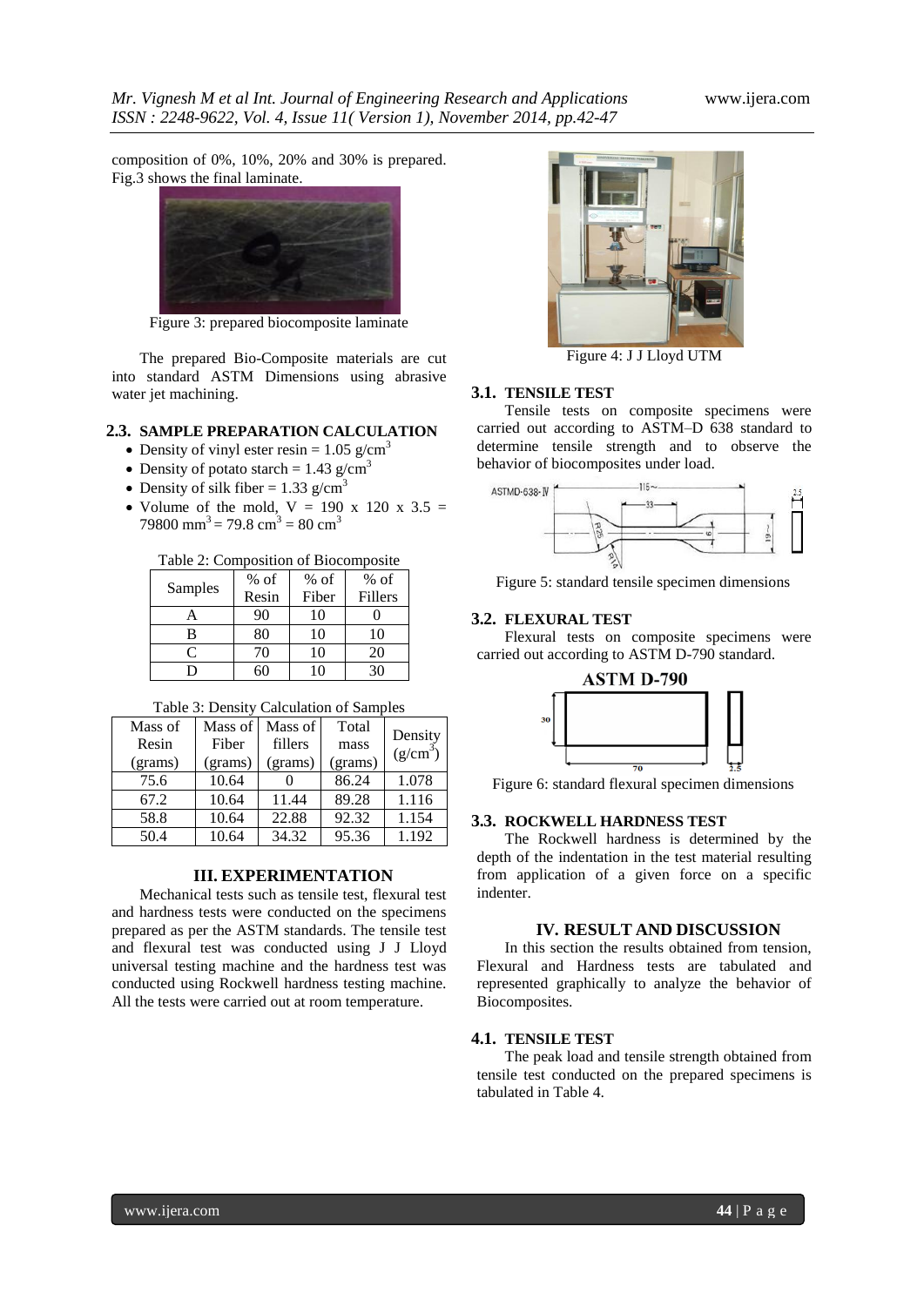composition of 0%, 10%, 20% and 30% is prepared. Fig.3 shows the final laminate.

Figure 3: prepared biocomposite laminate

The prepared Bio-Composite materials are cut into standard ASTM Dimensions using abrasive water jet machining.

### 2.3. SAMPLE PREPARATION CALCULATION

- Density of vinyl ester resin = 1.05 $g/cm^3$
- Density of potato starch = 1.43 $g/cm^3$
- Density of silk fiber = 1.33 $g/cm^3$
- Volume of the mold, V = 190 x 120 x 3.5 = 79800 $mm^3$ = 79.8 $cm^3$ = 80 $cm^3$

Table 2: Composition of Biocomposite

| Samples | % of Resin | % of Fiber | % of Fillers |
|---|---|---|---|
| A | 90 | 10 | 0 |
| B | 80 | 10 | 10 |
| C | 70 | 10 | 20 |
| D | 60 | 10 | 30 |

Table 3: Density Calculation of Samples

| Mass of Resin (grams) | Mass of Fiber (grams) | Mass of fillers (grams) | Total mass (grams) | Density ($g/cm^3$) |
|---|---|---|---|---|
| 75.6 | 10.64 | 0 | 86.24 | 1.078 |
| 67.2 | 10.64 | 11.44 | 89.28 | 1.116 |
| 58.8 | 10.64 | 22.88 | 92.32 | 1.154 |
| 50.4 | 10.64 | 34.32 | 95.36 | 1.192 |

## III. EXPERIMENTATION

Mechanical tests such as tensile test, flexural test and hardness tests were conducted on the specimens prepared as per the ASTM standards. The tensile test and flexural test was conducted using J J Lloyd universal testing machine and the hardness test was conducted using Rockwell hardness testing machine. All the tests were carried out at room temperature.

Figure 4: J J Lloyd UTM

### 3.1. TENSILE TEST

Tensile tests on composite specimens were carried out according to ASTM–D 638 standard to determine tensile strength and to observe the behavior of biocomposites under load.

Figure 5: standard tensile specimen dimensions

### 3.2. FLEXURAL TEST

Flexural tests on composite specimens were carried out according to ASTM D-790 standard.

Figure 6: standard flexural specimen dimensions

### 3.3. ROCKWELL HARDNESS TEST

The Rockwell hardness is determined by the depth of the indentation in the test material resulting from application of a given force on a specific indenter.

## IV. RESULT AND DISCUSSION

In this section the results obtained from tension, Flexural and Hardness tests are tabulated and represented graphically to analyze the behavior of Biocomposites.

### 4.1. TENSILE TEST

The peak load and tensile strength obtained from tensile test conducted on the prepared specimens is tabulated in Table 4.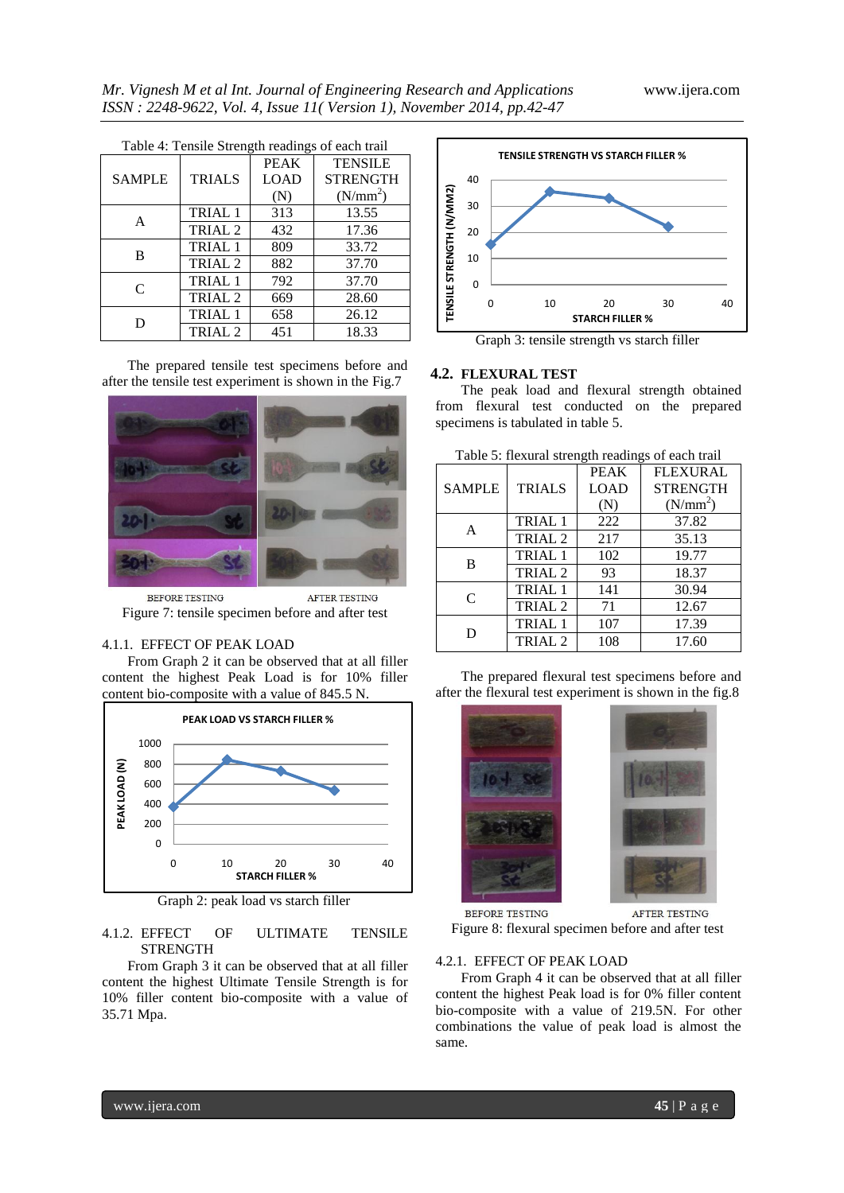Table 4: Tensile Strength readings of each trail

| SAMPLE | TRIALS | PEAK LOAD (N) | TENSILE STRENGTH ($N/mm^2$) |
|---|---|---|---|
| A | TRIAL 1 | 313 | 13.55 |
| | TRIAL 2 | 432 | 17.36 |
| B | TRIAL 1 | 809 | 33.72 |
| | TRIAL 2 | 882 | 37.70 |
| C | TRIAL 1 | 792 | 37.70 |
| | TRIAL 2 | 669 | 28.60 |
| D | TRIAL 1 | 658 | 26.12 |
| | TRIAL 2 | 451 | 18.33 |

The prepared tensile test specimens before and after the tensile test experiment is shown in the Fig.7

BEFORE TESTING AFTER TESTING

Figure 7: tensile specimen before and after test

#### 4.1.1. EFFECT OF PEAK LOAD

From Graph 2 it can be observed that at all filler content the highest Peak Load is for 10% filler content bio-composite with a value of 845.5 N.

Graph 2: peak load vs starch filler

#### 4.1.2. EFFECT OF ULTIMATE TENSILE STRENGTH

From Graph 3 it can be observed that at all filler content the highest Ultimate Tensile Strength is for 10% filler content bio-composite with a value of 35.71 Mpa.

Graph 3: tensile strength vs starch filler

### 4.2. FLEXURAL TEST

The peak load and flexural strength obtained from flexural test conducted on the prepared specimens is tabulated in table 5.

Table 5: flexural strength readings of each trail

| SAMPLE | TRIALS | PEAK LOAD (N) | FLEXURAL STRENGTH ($N/mm^2$) |
|---|---|---|---|
| A | TRIAL 1 | 222 | 37.82 |
| | TRIAL 2 | 217 | 35.13 |
| B | TRIAL 1 | 102 | 19.77 |
| | TRIAL 2 | 93 | 18.37 |
| C | TRIAL 1 | 141 | 30.94 |
| | TRIAL 2 | 71 | 12.67 |
| D | TRIAL 1 | 107 | 17.39 |
| | TRIAL 2 | 108 | 17.60 |

The prepared flexural test specimens before and after the flexural test experiment is shown in the fig.8

BEFORE TESTING AFTER TESTING

Figure 8: flexural specimen before and after test

#### 4.2.1. EFFECT OF PEAK LOAD

From Graph 4 it can be observed that at all filler content the highest Peak load is for 0% filler content bio-composite with a value of 219.5N. For other combinations the value of peak load is almost the same.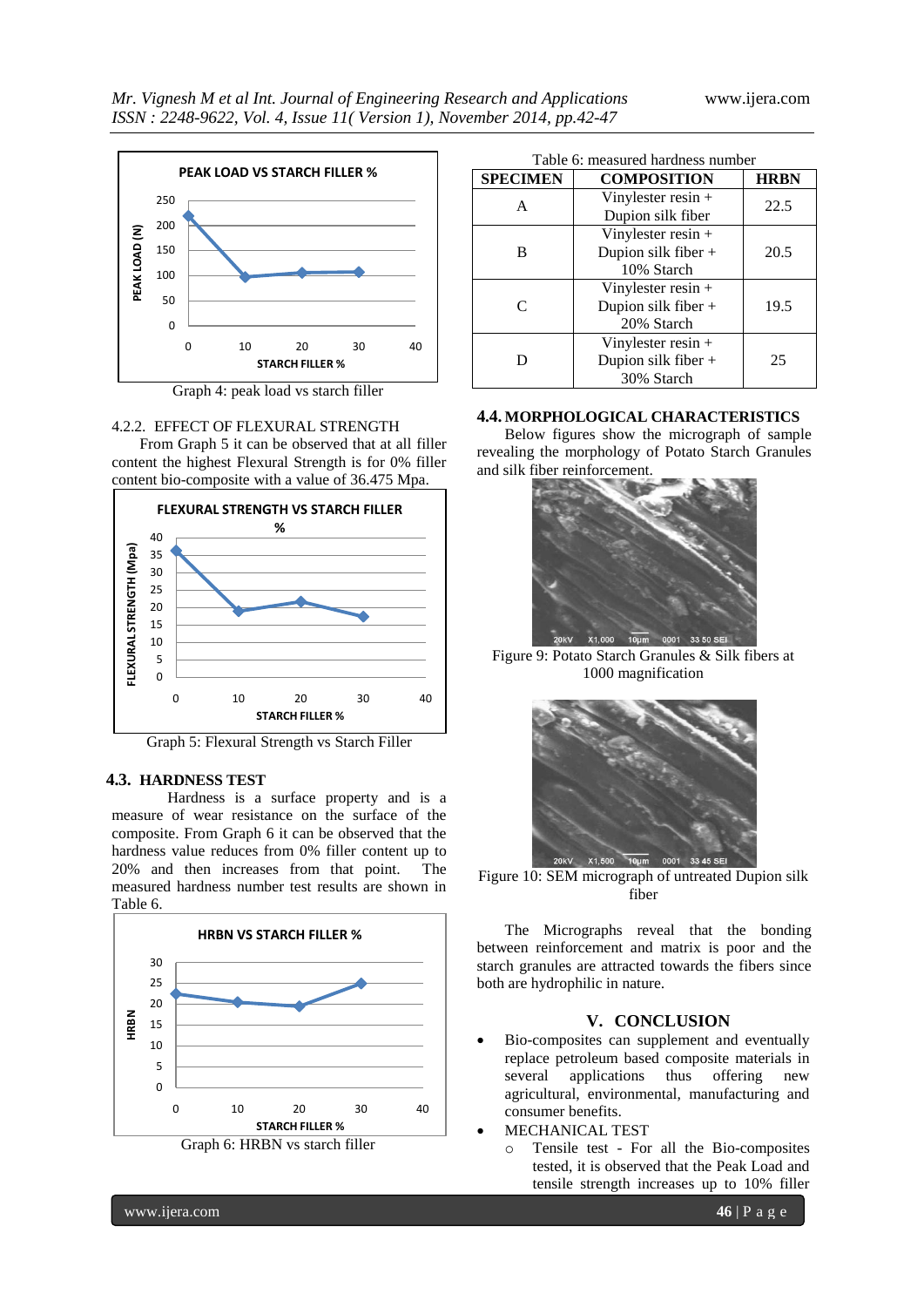Graph 4: peak load vs starch filler

4.2.2. EFFECT OF FLEXURAL STRENGTH

From Graph 5 it can be observed that at all filler content the highest Flexural Strength is for 0% filler content bio-composite with a value of 36.475 Mpa.

Graph 5: Flexural Strength vs Starch Filler

### 4.3. HARDNESS TEST

Hardness is a surface property and is a measure of wear resistance on the surface of the composite. From Graph 6 it can be observed that the hardness value reduces from 0% filler content up to 20% and then increases from that point. The measured hardness number test results are shown in Table 6.

Graph 6: HRBN vs starch filler

Table 6: measured hardness number

| SPECIMEN | COMPOSITION | HRBN |
|---|---|---|
| A | Vinylester resin + Dupion silk fiber | 22.5 |
| B | Vinylester resin + Dupion silk fiber + 10% Starch | 20.5 |
| C | Vinylester resin + Dupion silk fiber + 20% Starch | 19.5 |
| D | Vinylester resin + Dupion silk fiber + 30% Starch | 25 |

### 4.4. MORPHOLOGICAL CHARACTERISTICS

Below figures show the micrograph of sample revealing the morphology of Potato Starch Granules and silk fiber reinforcement.

Figure 9: Potato Starch Granules & Silk fibers at 1000 magnification

Figure 10: SEM micrograph of untreated Dupion silk fiber

The Micrographs reveal that the bonding between reinforcement and matrix is poor and the starch granules are attracted towards the fibers since both are hydrophilic in nature.

## V. CONCLUSION

- Bio-composites can supplement and eventually replace petroleum based composite materials in several applications thus offering new agricultural, environmental, manufacturing and consumer benefits.
- MECHANICAL TEST
  - Tensile test - For all the Bio-composites tested, it is observed that the Peak Load and tensile strength increases up to 10% filler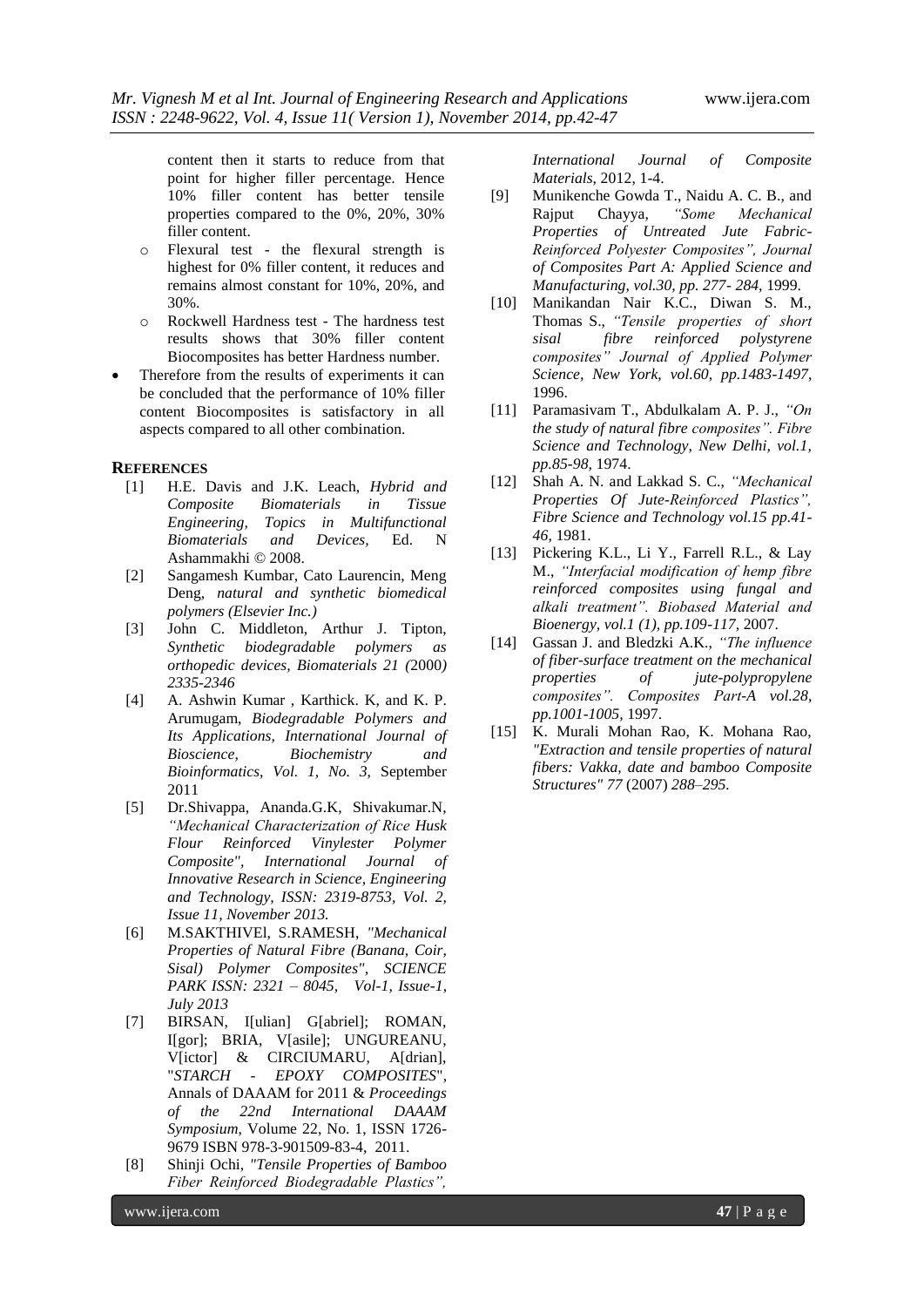content then it starts to reduce from that point for higher filler percentage. Hence 10% filler content has better tensile properties compared to the 0%, 20%, 30% filler content.

- Flexural test - the flexural strength is highest for 0% filler content, it reduces and remains almost constant for 10%, 20%, and 30%.
- Rockwell Hardness test - The hardness test results shows that 30% filler content Biocomposites has better Hardness number.

- Therefore from the results of experiments it can be concluded that the performance of 10% filler content Biocomposites is satisfactory in all aspects compared to all other combination.

## REFERENCES

[1] H.E. Davis and J.K. Leach, *Hybrid and Composite Biomaterials in Tissue Engineering, Topics in Multifunctional Biomaterials and Devices,* Ed. N Ashammakhi © 2008.

[2] Sangamesh Kumbar, Cato Laurencin, Meng Deng, *natural and synthetic biomedical polymers (Elsevier Inc.)*

[3] John C. Middleton, Arthur J. Tipton, *Synthetic biodegradable polymers as orthopedic devices, Biomaterials 21 (*2000*) 2335-2346*

[4] A. Ashwin Kumar , Karthick. K, and K. P. Arumugam, *Biodegradable Polymers and Its Applications, International Journal of Bioscience, Biochemistry and Bioinformatics, Vol. 1, No. 3,* September 2011

[5] Dr.Shivappa, Ananda.G.K, Shivakumar.N, *"Mechanical Characterization of Rice Husk Flour Reinforced Vinylester Polymer Composite", International Journal of Innovative Research in Science, Engineering and Technology, ISSN: 2319-8753, Vol. 2, Issue 11, November 2013.*

[6] M.SAKTHIVEl, S.RAMESH, *"Mechanical Properties of Natural Fibre (Banana, Coir, Sisal) Polymer Composites", SCIENCE PARK ISSN: 2321 – 8045, Vol-1, Issue-1, July 2013*

[7] BIRSAN, I[ulian] G[abriel]; ROMAN, I[gor]; BRIA, V[asile]; UNGUREANU, V[ictor] & CIRCIUMARU, A[drian], "*STARCH - EPOXY COMPOSITES*", Annals of DAAAM for 2011 & *Proceedings of the 22nd International DAAAM Symposium*, Volume 22, No. 1, ISSN 1726-9679 ISBN 978-3-901509-83-4, 2011.

[8] Shinji Ochi, *"Tensile Properties of Bamboo Fiber Reinforced Biodegradable Plastics", International Journal of Composite Materials,* 2012, 1-4.

[9] Munikenche Gowda T., Naidu A. C. B., and Rajput Chayya, *"Some Mechanical Properties of Untreated Jute Fabric-Reinforced Polyester Composites", Journal of Composites Part A: Applied Science and Manufacturing, vol.30, pp. 277- 284,* 1999.

[10] Manikandan Nair K.C., Diwan S. M., Thomas S., *"Tensile properties of short sisal fibre reinforced polystyrene composites" Journal of Applied Polymer Science, New York, vol.60, pp.1483-1497,* 1996.

[11] Paramasivam T., Abdulkalam A. P. J., *"On the study of natural fibre composites". Fibre Science and Technology, New Delhi, vol.1, pp.85-98,* 1974.

[12] Shah A. N. and Lakkad S. C., *"Mechanical Properties Of Jute-Reinforced Plastics", Fibre Science and Technology vol.15 pp.41-46,* 1981.

[13] Pickering K.L., Li Y., Farrell R.L., & Lay M., *"Interfacial modification of hemp fibre reinforced composites using fungal and alkali treatment". Biobased Material and Bioenergy, vol.1 (1), pp.109-117,* 2007.

[14] Gassan J. and Bledzki A.K., *"The influence of fiber-surface treatment on the mechanical properties of jute-polypropylene composites". Composites Part-A vol.28, pp.1001-1005,* 1997.

[15] K. Murali Mohan Rao, K. Mohana Rao, *"Extraction and tensile properties of natural fibers: Vakka, date and bamboo Composite Structures" 77* (2007) *288–295.*